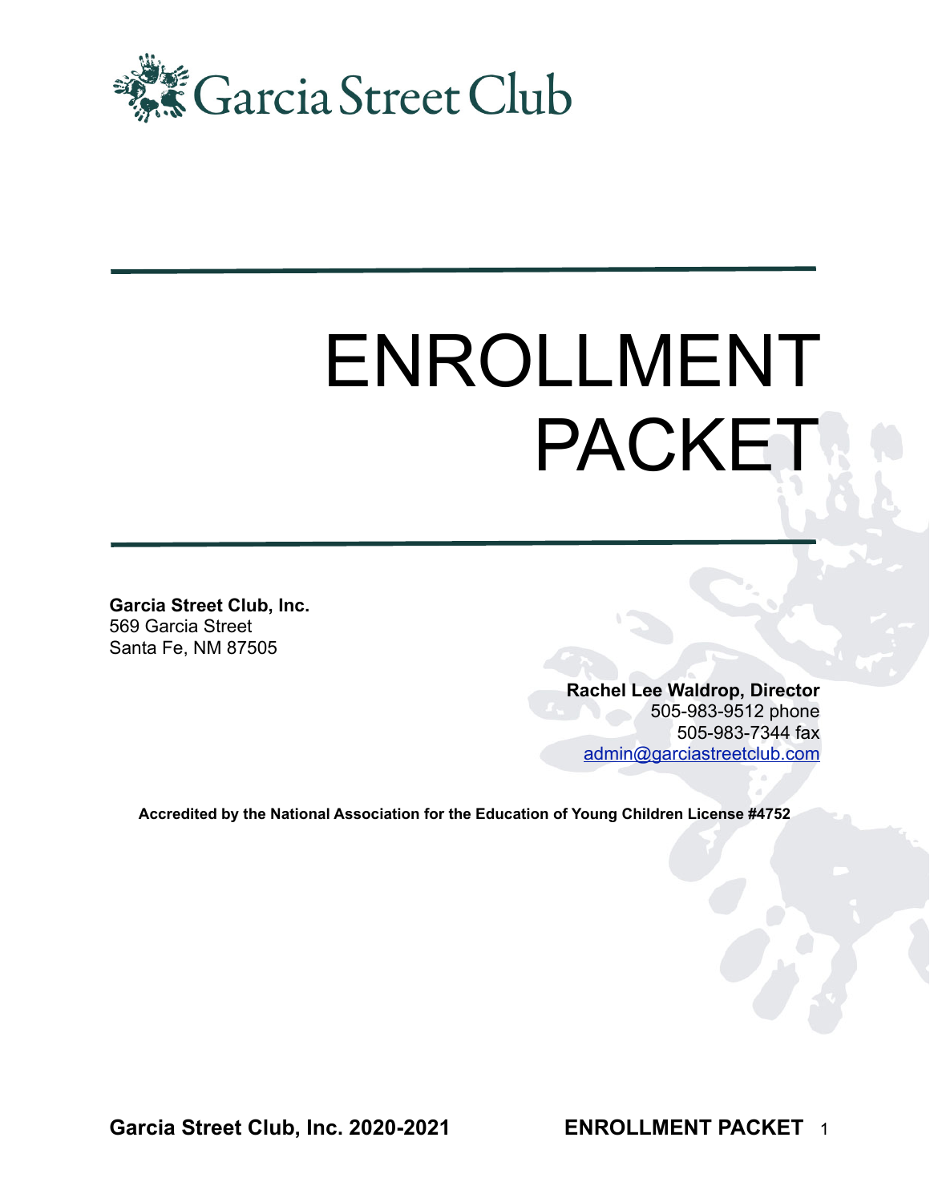# Garcia Street Club

# ENROLLMENT PACKET

**Garcia Street Club, Inc.**
569 Garcia Street
Santa Fe, NM 87505

**Rachel Lee Waldrop, Director**
505-983-9512 phone
505-983-7344 fax
admin@garciastreetclub.com

**Accredited by the National Association for the Education of Young Children License #4752**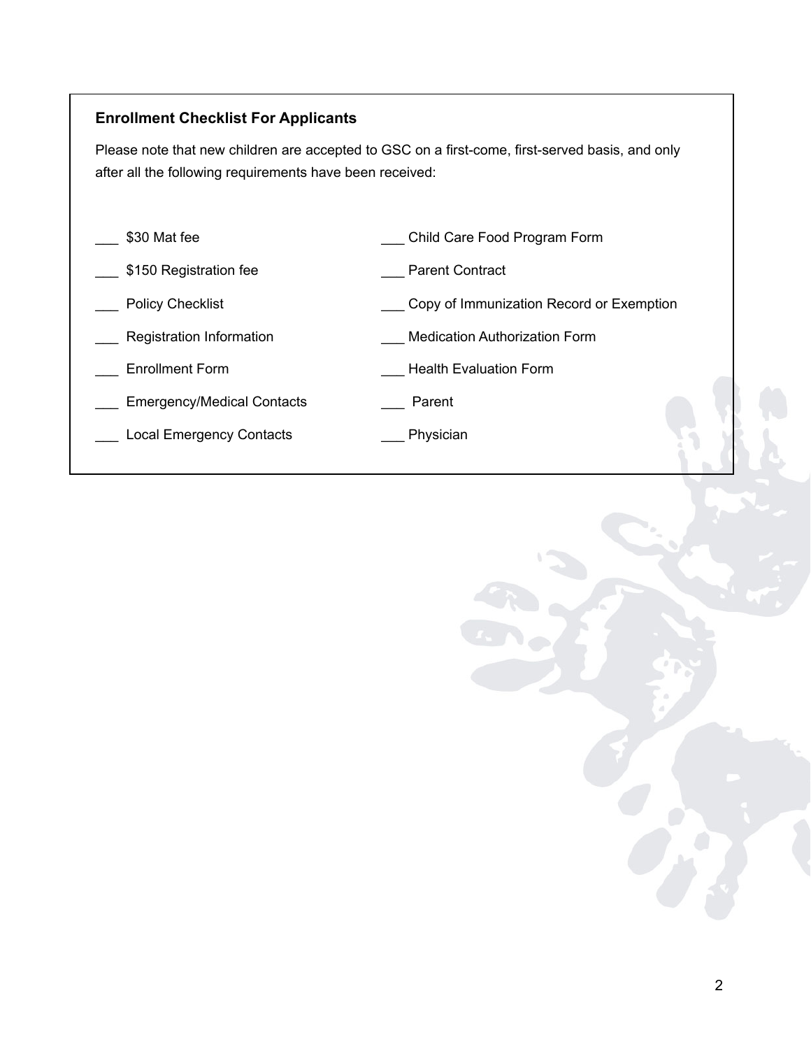### Enrollment Checklist For Applicants

Please note that new children are accepted to GSC on a first-come, first-served basis, and only after all the following requirements have been received:

___ $30 Mat fee

___ $150 Registration fee

___ Policy Checklist

___ Registration Information

___ Enrollment Form

___ Emergency/Medical Contacts

___ Local Emergency Contacts

___ Child Care Food Program Form

___ Parent Contract

___ Copy of Immunization Record or Exemption

___ Medication Authorization Form

___ Health Evaluation Form

___ Parent

___ Physician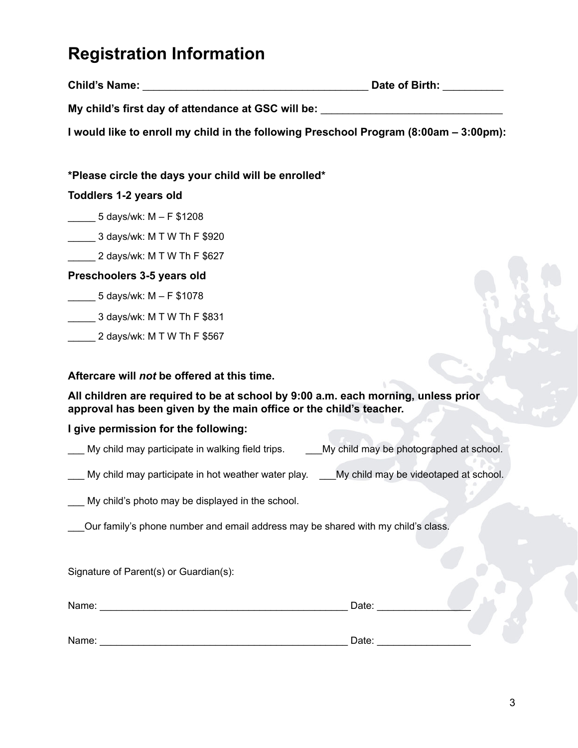# Registration Information

**Child's Name:** ______________________________________ **Date of Birth:** __________

**My child's first day of attendance at GSC will be:** _______________________________

**I would like to enroll my child in the following Preschool Program (8:00am – 3:00pm):**

***Please circle the days your child will be enrolled***

**Toddlers 1-2 years old**

_____ 5 days/wk: M – F $1208

_____ 3 days/wk: M T W Th F $920

_____ 2 days/wk: M T W Th F $627

**Preschoolers 3-5 years old**

_____ 5 days/wk: M – F $1078

_____ 3 days/wk: M T W Th F $831

_____ 2 days/wk: M T W Th F $567

**Aftercare will *not* be offered at this time.**

**All children are required to be at school by 9:00 a.m. each morning, unless prior approval has been given by the main office or the child's teacher.**

**I give permission for the following:**

___ My child may participate in walking field trips.

___ My child may be photographed at school.

___ My child may participate in hot weather water play.

___ My child may be videotaped at school.

___ My child's photo may be displayed in the school.

___ Our family's phone number and email address may be shared with my child's class.

Signature of Parent(s) or Guardian(s):

Name: ______________________________________________ Date: _________________

Name: ______________________________________________ Date: _________________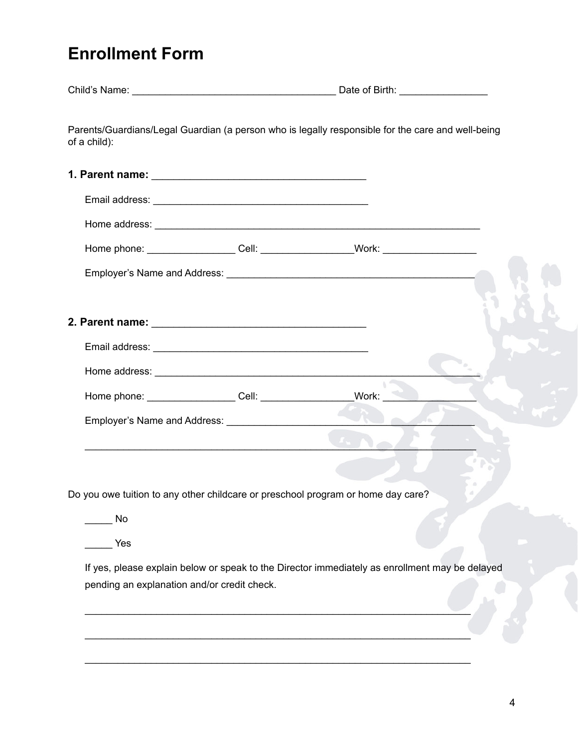# Enrollment Form

Child's Name: ____________________________________ Date of Birth: ________________

Parents/Guardians/Legal Guardian (a person who is legally responsible for the care and well-being of a child):

**1. Parent name:** ______________________________________

Email address: ______________________________________

Home address: ___________________________________________________________

Home phone: ________________ Cell: ________________Work: _________________

Employer's Name and Address: ______________________________________________

**2. Parent name:** ______________________________________

Email address: ______________________________________

Home address: ___________________________________________________________

Home phone: ________________ Cell: ________________Work: _________________

Employer's Name and Address: ______________________________________________

_______________________________________________________________________

Do you owe tuition to any other childcare or preschool program or home day care?

_____ No

_____ Yes

If yes, please explain below or speak to the Director immediately as enrollment may be delayed pending an explanation and/or credit check.

_______________________________________________________________________

_______________________________________________________________________

_______________________________________________________________________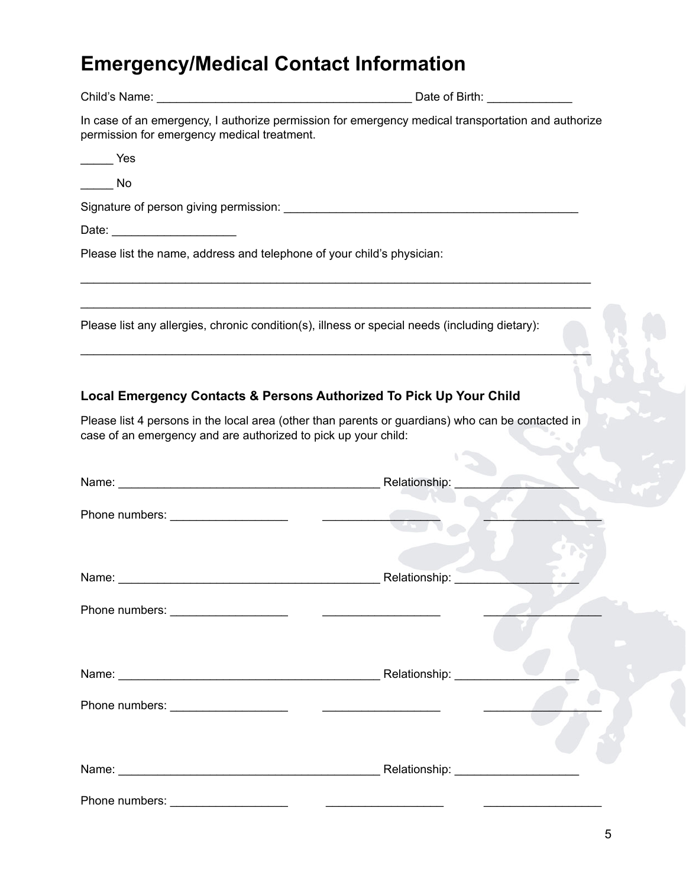# Emergency/Medical Contact Information

Child's Name: _______________________________________ Date of Birth: _____________

In case of an emergency, I authorize permission for emergency medical transportation and authorize permission for emergency medical treatment.

_____ Yes

_____ No

Signature of person giving permission: ______________________________________________

Date: ___________________

Please list the name, address and telephone of your child's physician:

________________________________________________________________________________

________________________________________________________________________________

Please list any allergies, chronic condition(s), illness or special needs (including dietary):

________________________________________________________________________________

### Local Emergency Contacts & Persons Authorized To Pick Up Your Child

Please list 4 persons in the local area (other than parents or guardians) who can be contacted in case of an emergency and are authorized to pick up your child:

Name: _________________________________________ Relationship: ___________________

Phone numbers: __________________ __________________ __________________

Name: _________________________________________ Relationship: ___________________

Phone numbers: __________________ __________________ __________________

Name: _________________________________________ Relationship: ___________________

Phone numbers: __________________ __________________ __________________

Name: _________________________________________ Relationship: ___________________

Phone numbers: __________________ __________________ __________________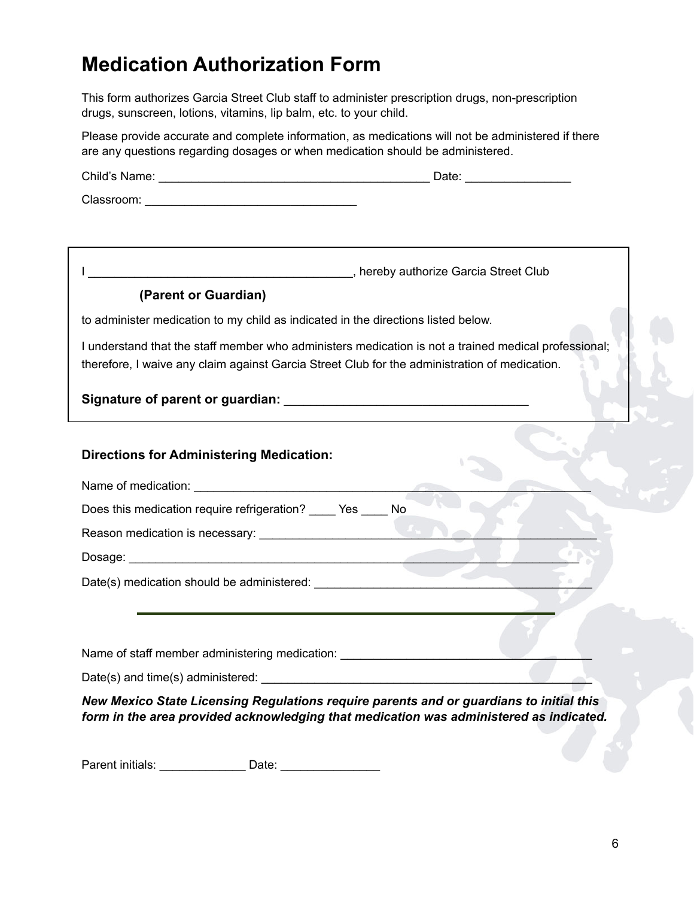# Medication Authorization Form

This form authorizes Garcia Street Club staff to administer prescription drugs, non-prescription drugs, sunscreen, lotions, vitamins, lip balm, etc. to your child.

Please provide accurate and complete information, as medications will not be administered if there are any questions regarding dosages or when medication should be administered.

Child's Name: ________________________________________ Date: _______________

Classroom: ________________________________

I ________________________________________, hereby authorize Garcia Street Club

**(Parent or Guardian)**

to administer medication to my child as indicated in the directions listed below.

I understand that the staff member who administers medication is not a trained medical professional; therefore, I waive any claim against Garcia Street Club for the administration of medication.

**Signature of parent or guardian:** ____________________________________

**Directions for Administering Medication:**

Name of medication: ____________________________________________________________

Does this medication require refrigeration? ____ Yes ____ No

Reason medication is necessary: ______________________________________________________

Dosage: ____________________________________________________________________

Date(s) medication should be administered: ___________________________________________

---

Name of staff member administering medication: _____________________________________

Date(s) and time(s) administered: __________________________________________________

***New Mexico State Licensing Regulations require parents and or guardians to initial this form in the area provided acknowledging that medication was administered as indicated.***

Parent initials: _____________ Date: _______________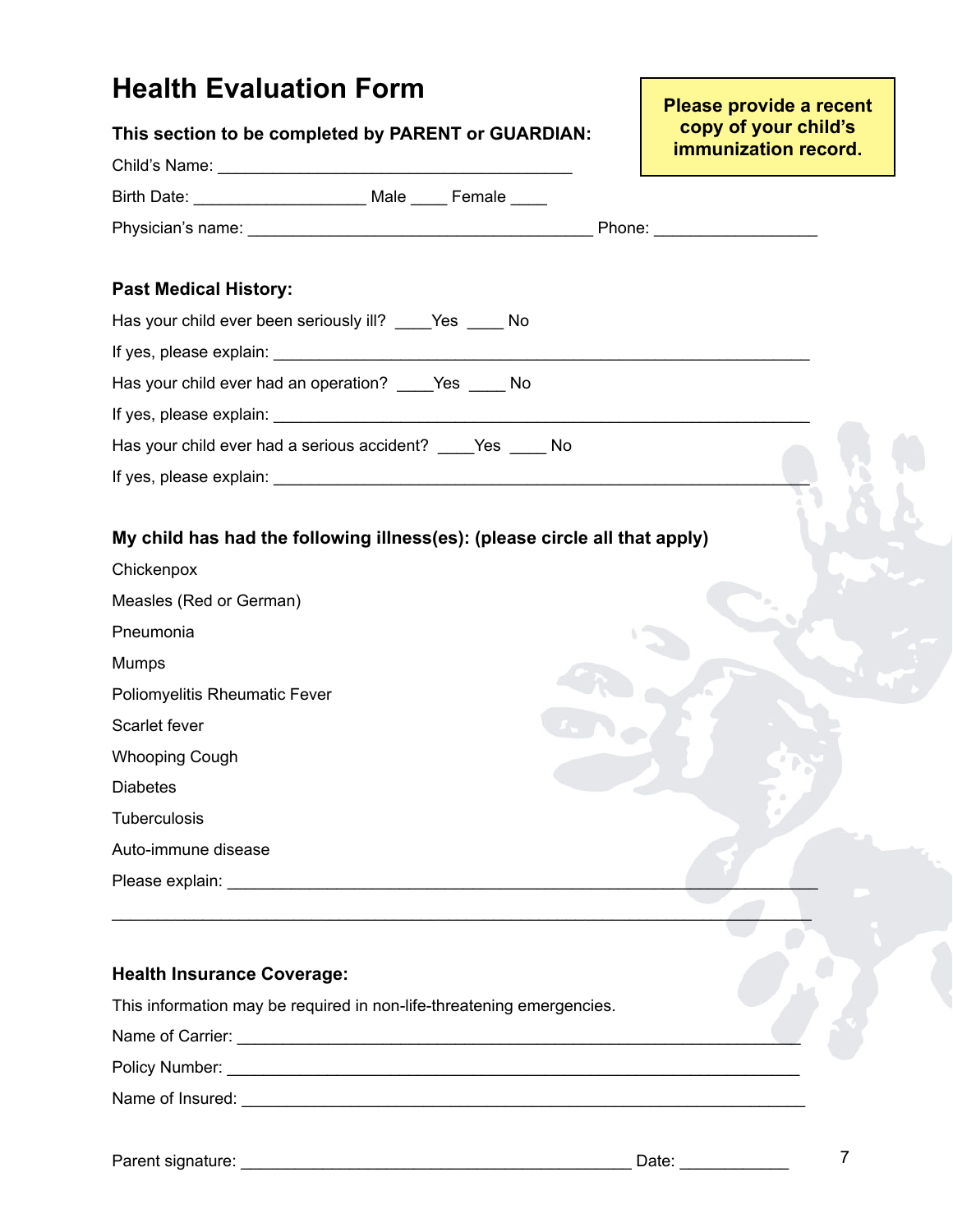# Health Evaluation Form

**Please provide a recent copy of your child's immunization record.**

**This section to be completed by PARENT or GUARDIAN:**

Child's Name: ________________________________________

Birth Date: ___________________ Male ____ Female ____

Physician's name: ______________________________________ Phone: _________________

**Past Medical History:**

Has your child ever been seriously ill? ____Yes ____ No

If yes, please explain: ____________________________________________________________

Has your child ever had an operation? ____Yes ____ No

If yes, please explain: ____________________________________________________________

Has your child ever had a serious accident? ____Yes ____ No

If yes, please explain: ____________________________________________________________

**My child has had the following illness(es): (please circle all that apply)**

Chickenpox

Measles (Red or German)

Pneumonia

Mumps

Poliomyelitis Rheumatic Fever

Scarlet fever

Whooping Cough

Diabetes

Tuberculosis

Auto-immune disease

Please explain: __________________________________________________________________

_______________________________________________________________________________

**Health Insurance Coverage:**

This information may be required in non-life-threatening emergencies.

Name of Carrier: _______________________________________________________________

Policy Number: _________________________________________________________________

Name of Insured: _______________________________________________________________

Parent signature: ____________________________________________ Date: ____________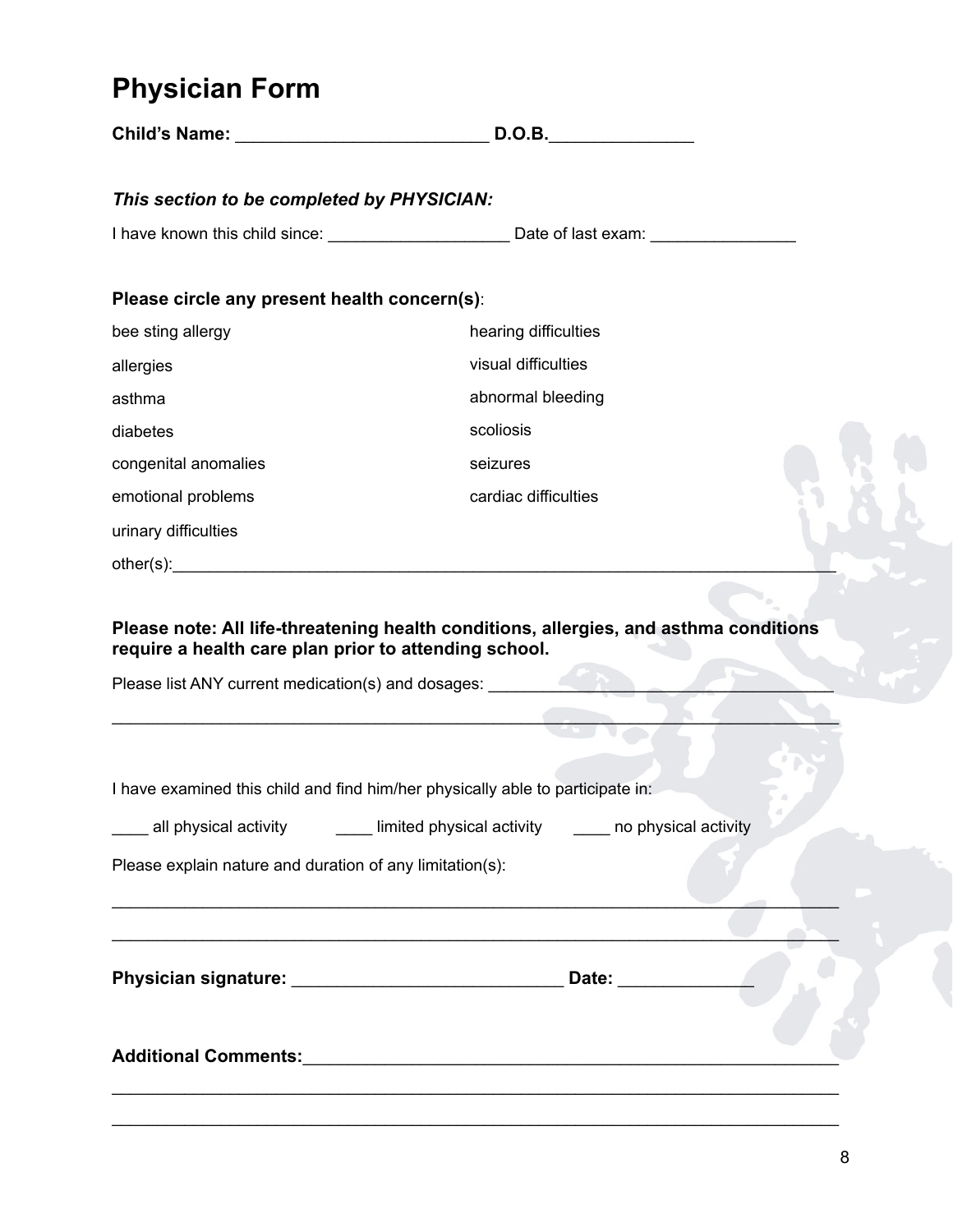# Physician Form

**Child's Name:** __________________________ **D.O.B.**_______________

***This section to be completed by PHYSICIAN:***

I have known this child since: ____________________ Date of last exam: ________________

**Please circle any present health concern(s)**:

bee sting allergy

allergies

asthma

diabetes

congenital anomalies

emotional problems

urinary difficulties

hearing difficulties

visual difficulties

abnormal bleeding

scoliosis

seizures

cardiac difficulties

other(s):____________________________________________________________________________

**Please note: All life-threatening health conditions, allergies, and asthma conditions require a health care plan prior to attending school.**

Please list ANY current medication(s) and dosages: _____________________________________________

_______________________________________________________________________________________

I have examined this child and find him/her physically able to participate in:

____ all physical activity ____ limited physical activity ____ no physical activity

Please explain nature and duration of any limitation(s):

_______________________________________________________________________________________

_______________________________________________________________________________________

**Physician signature:** _____________________________ **Date:** ______________

**Additional Comments:**__________________________________________________________

_______________________________________________________________________________________

_______________________________________________________________________________________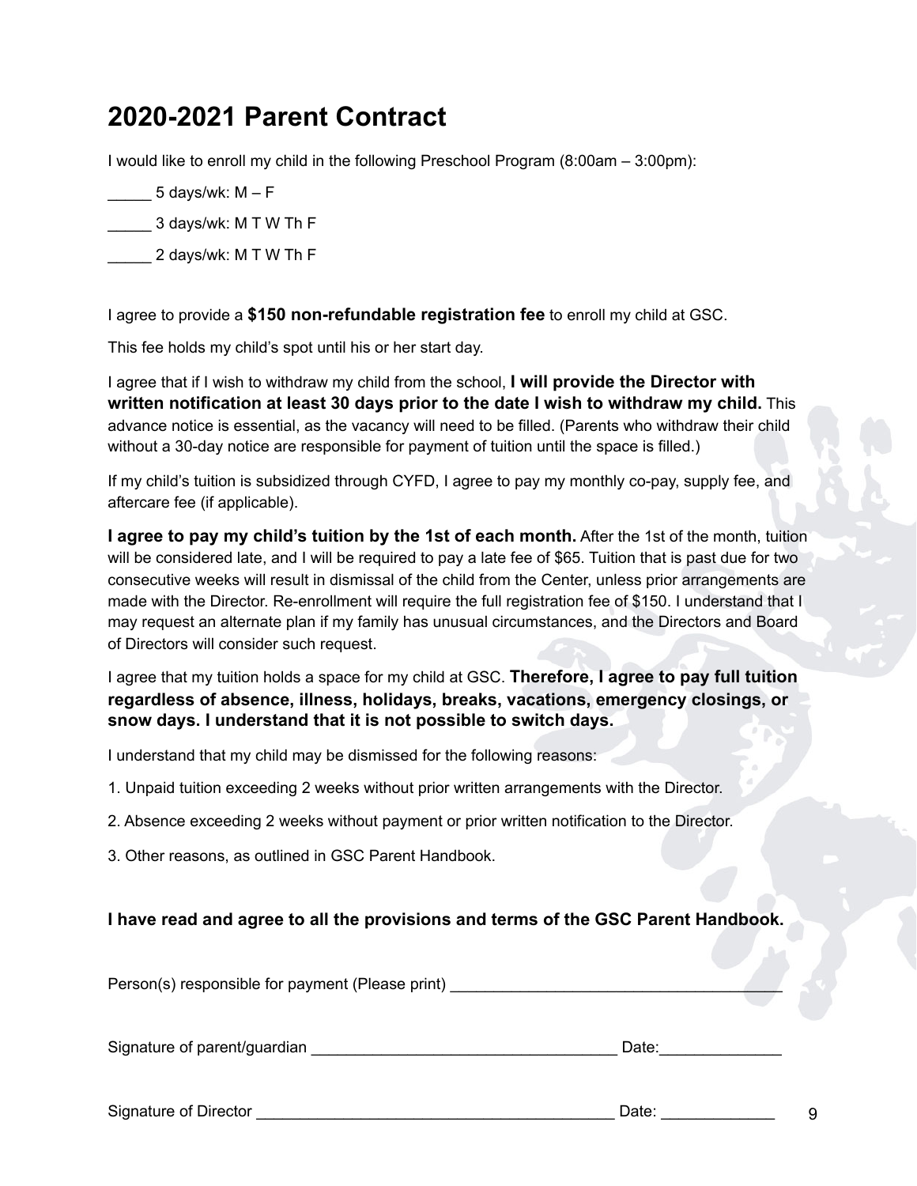# 2020-2021 Parent Contract

I would like to enroll my child in the following Preschool Program (8:00am – 3:00pm):

_____ 5 days/wk: M – F

_____ 3 days/wk: M T W Th F

_____ 2 days/wk: M T W Th F

I agree to provide a **$150 non-refundable registration fee** to enroll my child at GSC.

This fee holds my child's spot until his or her start day.

I agree that if I wish to withdraw my child from the school, **I will provide the Director with written notification at least 30 days prior to the date I wish to withdraw my child.** This advance notice is essential, as the vacancy will need to be filled. (Parents who withdraw their child without a 30-day notice are responsible for payment of tuition until the space is filled.)

If my child's tuition is subsidized through CYFD, I agree to pay my monthly co-pay, supply fee, and aftercare fee (if applicable).

**I agree to pay my child's tuition by the 1st of each month.** After the 1st of the month, tuition will be considered late, and I will be required to pay a late fee of $65. Tuition that is past due for two consecutive weeks will result in dismissal of the child from the Center, unless prior arrangements are made with the Director. Re-enrollment will require the full registration fee of $150. I understand that I may request an alternate plan if my family has unusual circumstances, and the Directors and Board of Directors will consider such request.

I agree that my tuition holds a space for my child at GSC. **Therefore, I agree to pay full tuition regardless of absence, illness, holidays, breaks, vacations, emergency closings, or snow days. I understand that it is not possible to switch days.**

I understand that my child may be dismissed for the following reasons:

1. Unpaid tuition exceeding 2 weeks without prior written arrangements with the Director.
2. Absence exceeding 2 weeks without payment or prior written notification to the Director.
3. Other reasons, as outlined in GSC Parent Handbook.

**I have read and agree to all the provisions and terms of the GSC Parent Handbook.**

Person(s) responsible for payment (Please print) ______________________________________

Signature of parent/guardian __________________________________ Date:______________

Signature of Director ________________________________________ Date: _____________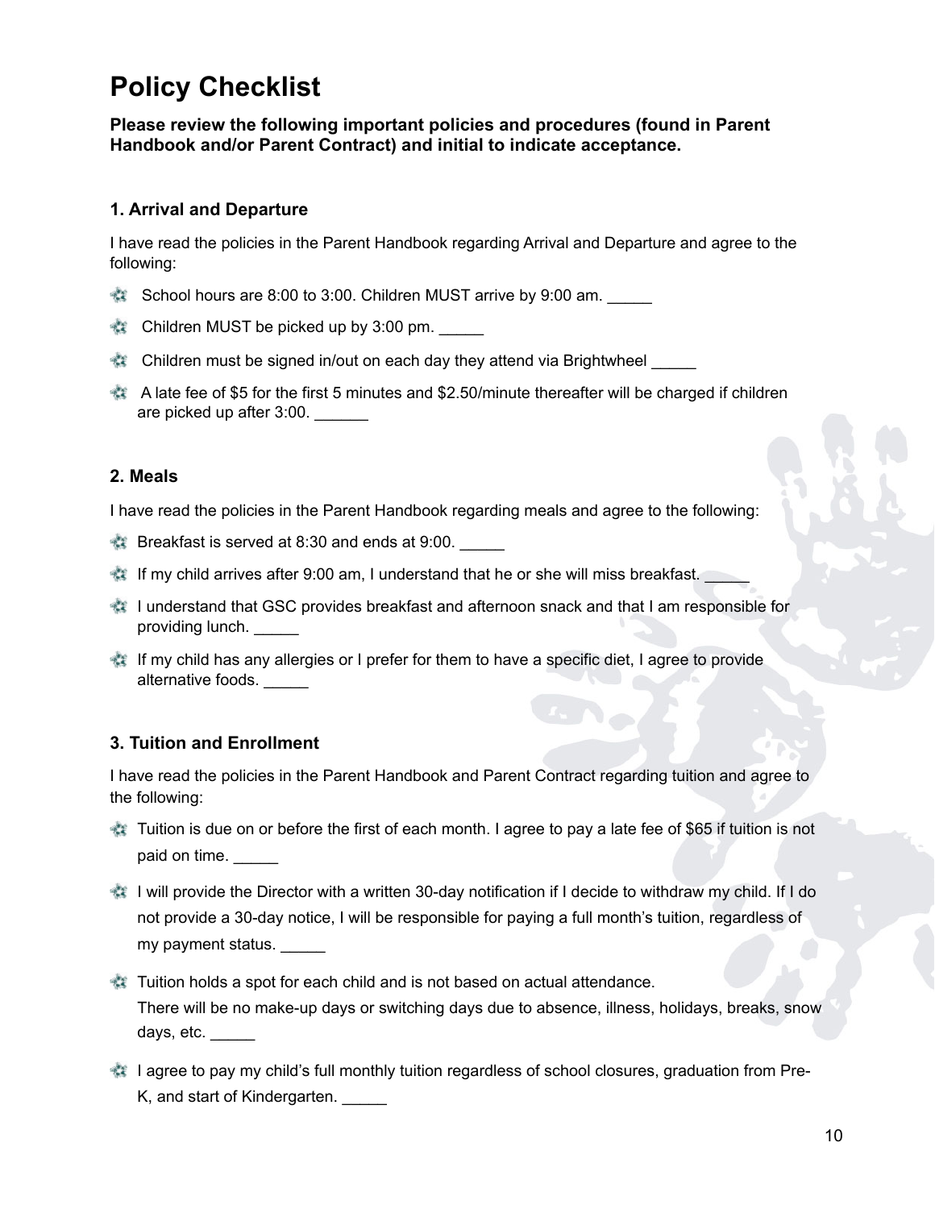# Policy Checklist

**Please review the following important policies and procedures (found in Parent Handbook and/or Parent Contract) and initial to indicate acceptance.**

### 1. Arrival and Departure

I have read the policies in the Parent Handbook regarding Arrival and Departure and agree to the following:

- School hours are 8:00 to 3:00. Children MUST arrive by 9:00 am. _____
- Children MUST be picked up by 3:00 pm. _____
- Children must be signed in/out on each day they attend via Brightwheel _____
- A late fee of $5 for the first 5 minutes and $2.50/minute thereafter will be charged if children are picked up after 3:00. ______

### 2. Meals

I have read the policies in the Parent Handbook regarding meals and agree to the following:

- Breakfast is served at 8:30 and ends at 9:00. _____
- If my child arrives after 9:00 am, I understand that he or she will miss breakfast. _____
- I understand that GSC provides breakfast and afternoon snack and that I am responsible for providing lunch. _____
- If my child has any allergies or I prefer for them to have a specific diet, I agree to provide alternative foods. _____

### 3. Tuition and Enrollment

I have read the policies in the Parent Handbook and Parent Contract regarding tuition and agree to the following:

- Tuition is due on or before the first of each month. I agree to pay a late fee of $65 if tuition is not paid on time. _____
- I will provide the Director with a written 30-day notification if I decide to withdraw my child. If I do not provide a 30-day notice, I will be responsible for paying a full month's tuition, regardless of my payment status. _____
- Tuition holds a spot for each child and is not based on actual attendance. There will be no make-up days or switching days due to absence, illness, holidays, breaks, snow days, etc. _____
- I agree to pay my child's full monthly tuition regardless of school closures, graduation from Pre-K, and start of Kindergarten. _____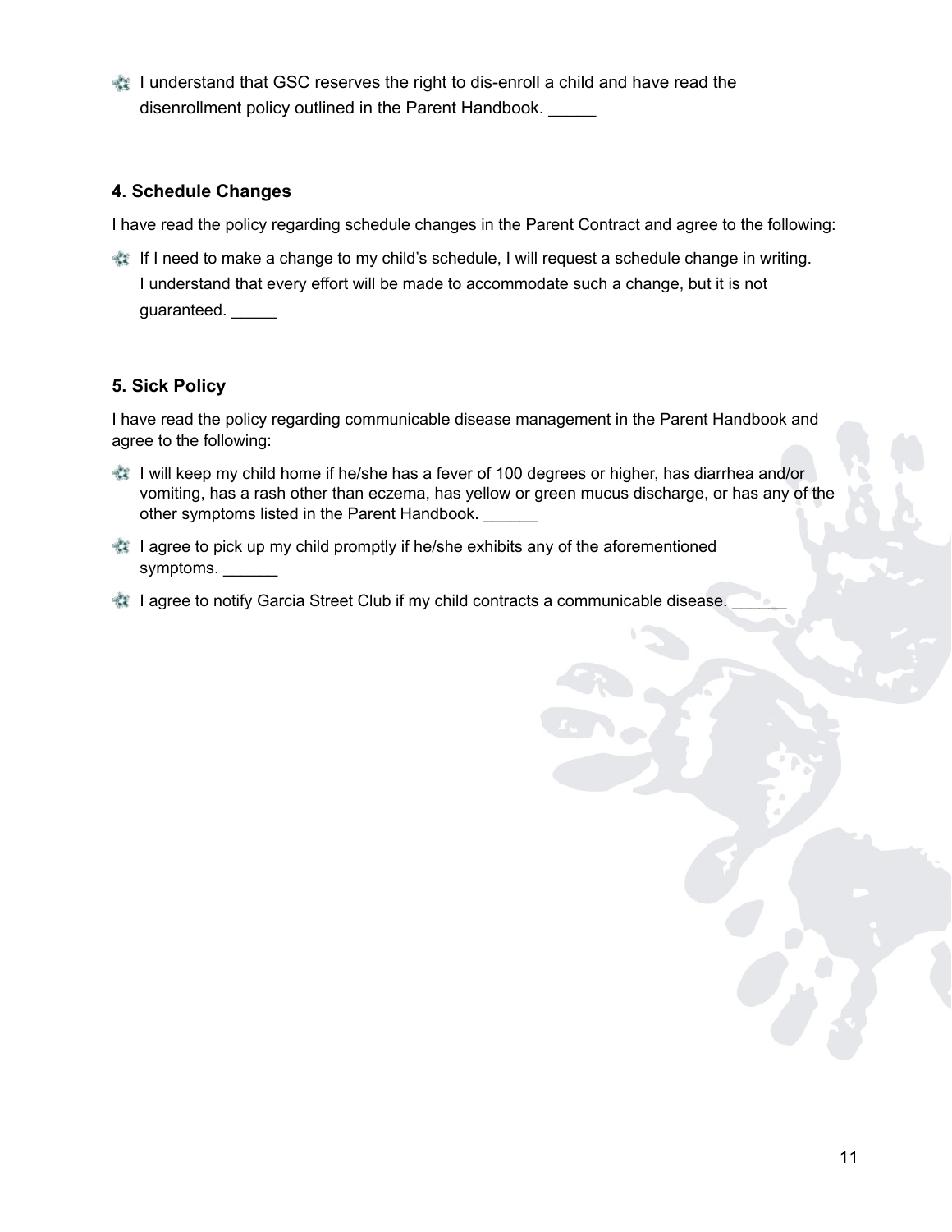- I understand that GSC reserves the right to dis-enroll a child and have read the disenrollment policy outlined in the Parent Handbook. _____

### 4. Schedule Changes

I have read the policy regarding schedule changes in the Parent Contract and agree to the following:

- If I need to make a change to my child's schedule, I will request a schedule change in writing. I understand that every effort will be made to accommodate such a change, but it is not guaranteed. _____

### 5. Sick Policy

I have read the policy regarding communicable disease management in the Parent Handbook and agree to the following:

- I will keep my child home if he/she has a fever of 100 degrees or higher, has diarrhea and/or vomiting, has a rash other than eczema, has yellow or green mucus discharge, or has any of the other symptoms listed in the Parent Handbook. ______
- I agree to pick up my child promptly if he/she exhibits any of the aforementioned symptoms. ______
- I agree to notify Garcia Street Club if my child contracts a communicable disease. ______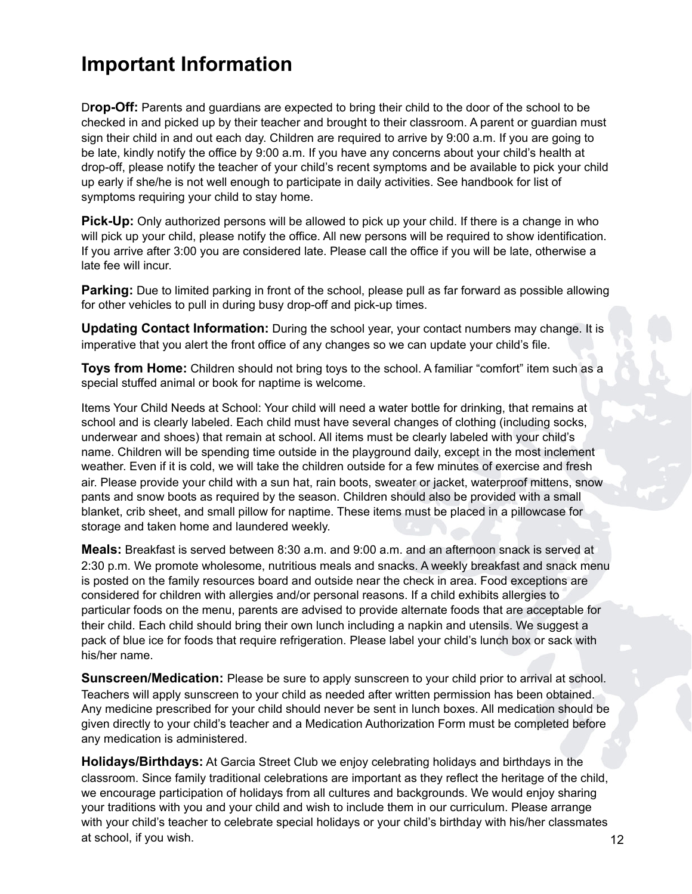# Important Information

D**rop-Off:** Parents and guardians are expected to bring their child to the door of the school to be checked in and picked up by their teacher and brought to their classroom. A parent or guardian must sign their child in and out each day. Children are required to arrive by 9:00 a.m. If you are going to be late, kindly notify the office by 9:00 a.m. If you have any concerns about your child's health at drop-off, please notify the teacher of your child's recent symptoms and be available to pick your child up early if she/he is not well enough to participate in daily activities. See handbook for list of symptoms requiring your child to stay home.

**Pick-Up:** Only authorized persons will be allowed to pick up your child. If there is a change in who will pick up your child, please notify the office. All new persons will be required to show identification. If you arrive after 3:00 you are considered late. Please call the office if you will be late, otherwise a late fee will incur.

**Parking:** Due to limited parking in front of the school, please pull as far forward as possible allowing for other vehicles to pull in during busy drop-off and pick-up times.

**Updating Contact Information:** During the school year, your contact numbers may change. It is imperative that you alert the front office of any changes so we can update your child's file.

**Toys from Home:** Children should not bring toys to the school. A familiar "comfort" item such as a special stuffed animal or book for naptime is welcome.

Items Your Child Needs at School: Your child will need a water bottle for drinking, that remains at school and is clearly labeled. Each child must have several changes of clothing (including socks, underwear and shoes) that remain at school. All items must be clearly labeled with your child's name. Children will be spending time outside in the playground daily, except in the most inclement weather. Even if it is cold, we will take the children outside for a few minutes of exercise and fresh air. Please provide your child with a sun hat, rain boots, sweater or jacket, waterproof mittens, snow pants and snow boots as required by the season. Children should also be provided with a small blanket, crib sheet, and small pillow for naptime. These items must be placed in a pillowcase for storage and taken home and laundered weekly.

**Meals:** Breakfast is served between 8:30 a.m. and 9:00 a.m. and an afternoon snack is served at 2:30 p.m. We promote wholesome, nutritious meals and snacks. A weekly breakfast and snack menu is posted on the family resources board and outside near the check in area. Food exceptions are considered for children with allergies and/or personal reasons. If a child exhibits allergies to particular foods on the menu, parents are advised to provide alternate foods that are acceptable for their child. Each child should bring their own lunch including a napkin and utensils. We suggest a pack of blue ice for foods that require refrigeration. Please label your child's lunch box or sack with his/her name.

**Sunscreen/Medication:** Please be sure to apply sunscreen to your child prior to arrival at school. Teachers will apply sunscreen to your child as needed after written permission has been obtained. Any medicine prescribed for your child should never be sent in lunch boxes. All medication should be given directly to your child's teacher and a Medication Authorization Form must be completed before any medication is administered.

**Holidays/Birthdays:** At Garcia Street Club we enjoy celebrating holidays and birthdays in the classroom. Since family traditional celebrations are important as they reflect the heritage of the child, we encourage participation of holidays from all cultures and backgrounds. We would enjoy sharing your traditions with you and your child and wish to include them in our curriculum. Please arrange with your child's teacher to celebrate special holidays or your child's birthday with his/her classmates at school, if you wish.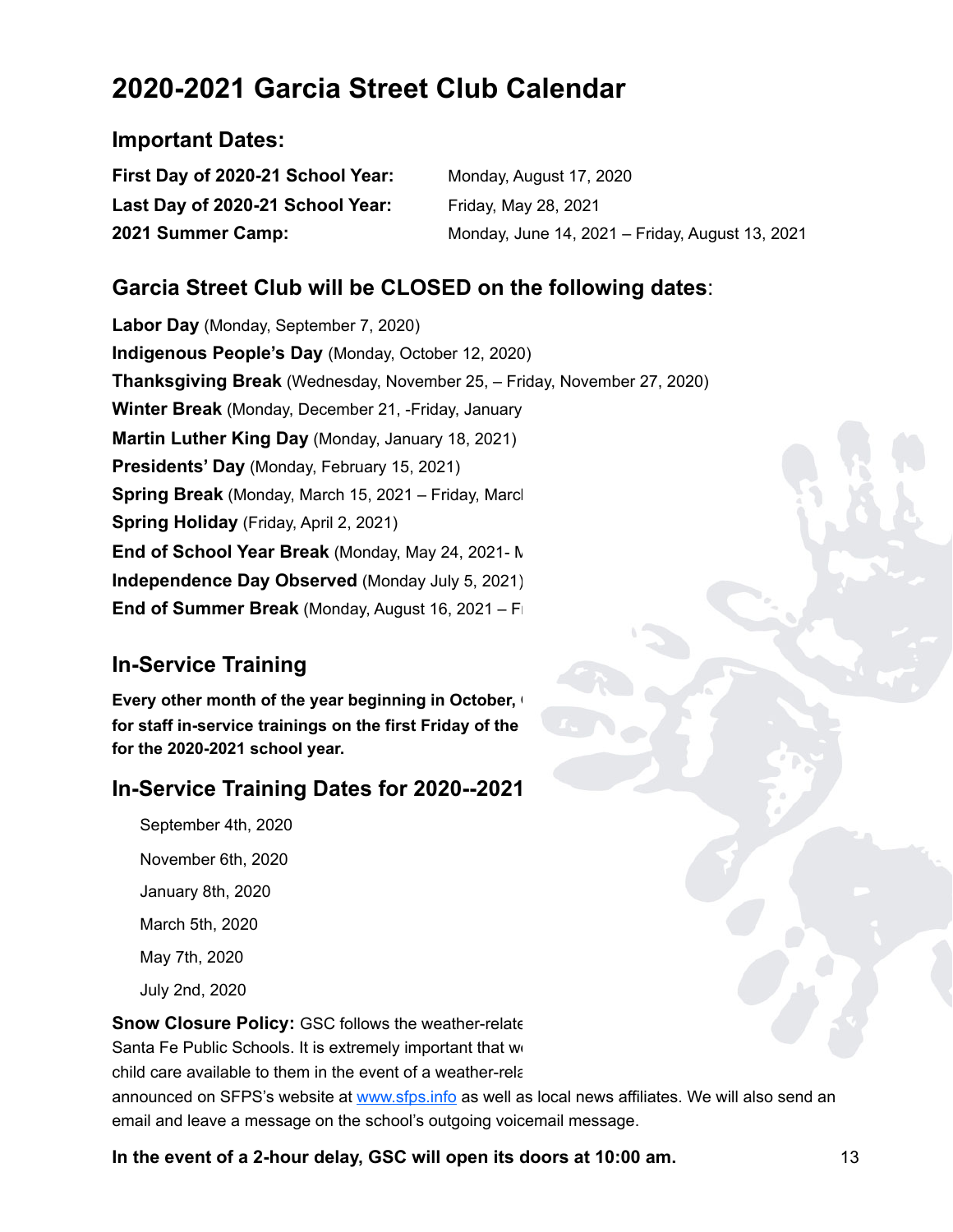# 2020-2021 Garcia Street Club Calendar

## Important Dates:

**First Day of 2020-21 School Year:** Monday, August 17, 2020
**Last Day of 2020-21 School Year:** Friday, May 28, 2021
**2021 Summer Camp:** Monday, June 14, 2021 – Friday, August 13, 2021

## Garcia Street Club will be CLOSED on the following dates:

**Labor Day** (Monday, September 7, 2020)
**Indigenous People's Day** (Monday, October 12, 2020)
**Thanksgiving Break** (Wednesday, November 25, – Friday, November 27, 2020)
**Winter Break** (Monday, December 21, -Friday, January
**Martin Luther King Day** (Monday, January 18, 2021)
**Presidents' Day** (Monday, February 15, 2021)
**Spring Break** (Monday, March 15, 2021 – Friday, March
**Spring Holiday** (Friday, April 2, 2021)
**End of School Year Break** (Monday, May 24, 2021- M
**Independence Day Observed** (Monday July 5, 2021)
**End of Summer Break** (Monday, August 16, 2021 – Fr

## In-Service Training

**Every other month of the year beginning in October, for staff in-service trainings on the first Friday of the for the 2020-2021 school year.**

## In-Service Training Dates for 2020--2021

September 4th, 2020

November 6th, 2020

January 8th, 2020

March 5th, 2020

May 7th, 2020

July 2nd, 2020

**Snow Closure Policy:** GSC follows the weather-relate Santa Fe Public Schools. It is extremely important that w child care available to them in the event of a weather-rela announced on SFPS's website at www.sfps.info as well as local news affiliates. We will also send an email and leave a message on the school's outgoing voicemail message.

**In the event of a 2-hour delay, GSC will open its doors at 10:00 am.**